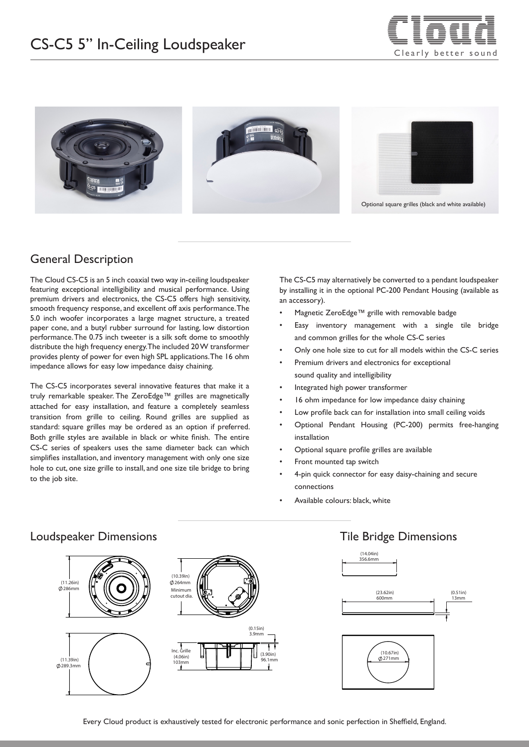# CS-C5 5" In-Ceiling Loudspeaker

Optional square grilles (black and white available)

## General Description

The Cloud CS-C5 is an 5 inch coaxial two way in-ceiling loudspeaker featuring exceptional intelligibility and musical performance. Using premium drivers and electronics, the CS-C5 offers high sensitivity, smooth frequency response, and excellent off axis performance. The 5.0 inch woofer incorporates a large magnet structure, a treated paper cone, and a butyl rubber surround for lasting, low distortion performance. The 0.75 inch tweeter is a silk soft dome to smoothly distribute the high frequency energy. The included 20 W transformer provides plenty of power for even high SPL applications. The 16 ohm impedance allows for easy low impedance daisy chaining.

The CS-C5 incorporates several innovative features that make it a truly remarkable speaker. The ZeroEdge™ grilles are magnetically attached for easy installation, and feature a completely seamless transition from grille to ceiling. Round grilles are supplied as standard: square grilles may be ordered as an option if preferred. Both grille styles are available in black or white finish. The entire CS-C series of speakers uses the same diameter back can which simplifies installation, and inventory management with only one size hole to cut, one size grille to install, and one size tile bridge to bring to the job site.

The CS-C5 may alternatively be converted to a pendant loudspeaker by installing it in the optional PC-200 Pendant Housing (available as an accessory).

- Magnetic ZeroEdge™ grille with removable badge
- Easy inventory management with a single tile bridge and common grilles for the whole CS-C series
- Only one hole size to cut for all models within the CS-C series
- Premium drivers and electronics for exceptional sound quality and intelligibility
- Integrated high power transformer
- 16 ohm impedance for low impedance daisy chaining
- Low profile back can for installation into small ceiling voids
- Optional Pendant Housing (PC-200) permits free-hanging installation
- Optional square profile grilles are available
- Front mounted tap switch
- 4-pin quick connector for easy daisy-chaining and secure connections
- Available colours: black, white

## Loudspeaker Dimensions

(11.26in) Ø286mm

(10.39in) Ø264mm Minimum cutout dia.

(11.39in) Ø289.3mm

Inc. Grille (4.06in) 103mm

(0.15in) 3.9mm

(3.90in) 96.1mm

## Tile Bridge Dimensions

(14.04in) 356.6mm

(23.62in) 600mm

(0.51in) 13mm

(10.67in) Ø271mm

Every Cloud product is exhaustively tested for electronic performance and sonic perfection in Sheffield, England.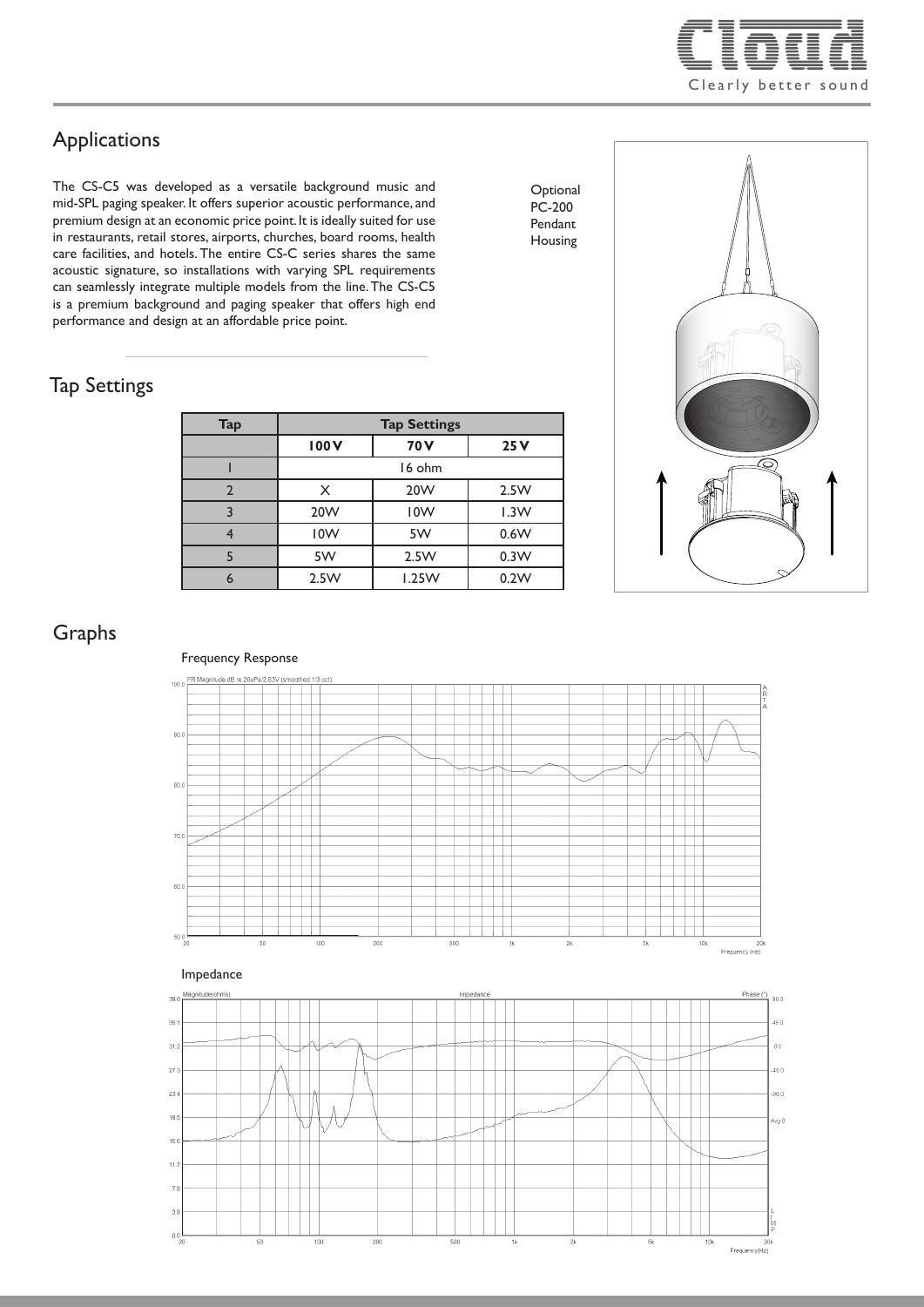## Applications

The CS-C5 was developed as a versatile background music and mid-SPL paging speaker. It offers superior acoustic performance, and premium design at an economic price point. It is ideally suited for use in restaurants, retail stores, airports, churches, board rooms, health care facilities, and hotels. The entire CS-C series shares the same acoustic signature, so installations with varying SPL requirements can seamlessly integrate multiple models from the line. The CS-C5 is a premium background and paging speaker that offers high end performance and design at an affordable price point.

Optional PC-200 Pendant Housing

## Tap Settings

| Tap | Tap Settings | | |
|---|---|---|---|
| | **100 V** | **70 V** | **25 V** |
| 1 | 16 ohm | | |
| 2 | X | 20W | 2.5W |
| 3 | 20W | 10W | 1.3W |
| 4 | 10W | 5W | 0.6W |
| 5 | 5W | 2.5W | 0.3W |
| 6 | 2.5W | 1.25W | 0.2W |

## Graphs

Frequency Response

Impedance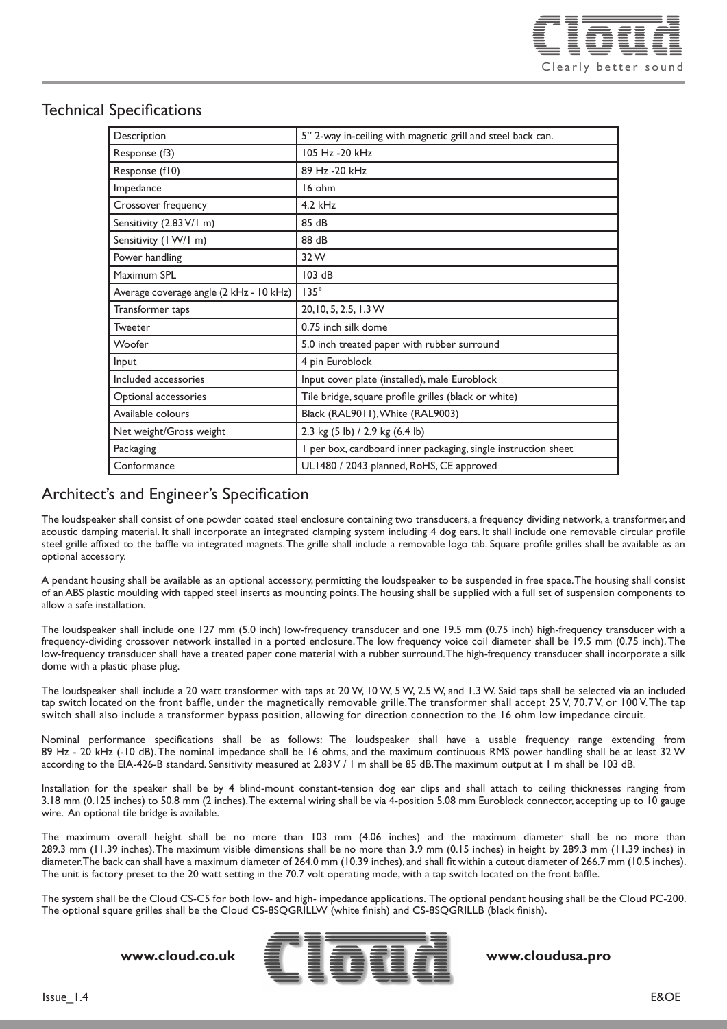## Technical Specifications

| | |
|---|---|
| Description | 5" 2-way in-ceiling with magnetic grill and steel back can. |
| Response (f3) | 105 Hz -20 kHz |
| Response (f10) | 89 Hz -20 kHz |
| Impedance | 16 ohm |
| Crossover frequency | 4.2 kHz |
| Sensitivity (2.83 V/1 m) | 85 dB |
| Sensitivity (1 W/1 m) | 88 dB |
| Power handling | 32 W |
| Maximum SPL | 103 dB |
| Average coverage angle (2 kHz - 10 kHz) | 135° |
| Transformer taps | 20,10, 5, 2.5, 1.3 W |
| Tweeter | 0.75 inch silk dome |
| Woofer | 5.0 inch treated paper with rubber surround |
| Input | 4 pin Euroblock |
| Included accessories | Input cover plate (installed), male Euroblock |
| Optional accessories | Tile bridge, square profile grilles (black or white) |
| Available colours | Black (RAL9011), White (RAL9003) |
| Net weight/Gross weight | 2.3 kg (5 lb) / 2.9 kg (6.4 lb) |
| Packaging | 1 per box, cardboard inner packaging, single instruction sheet |
| Conformance | UL1480 / 2043 planned, RoHS, CE approved |

## Architect's and Engineer's Specification

The loudspeaker shall consist of one powder coated steel enclosure containing two transducers, a frequency dividing network, a transformer, and acoustic damping material. It shall incorporate an integrated clamping system including 4 dog ears. It shall include one removable circular profile steel grille affixed to the baffle via integrated magnets. The grille shall include a removable logo tab. Square profile grilles shall be available as an optional accessory.

A pendant housing shall be available as an optional accessory, permitting the loudspeaker to be suspended in free space. The housing shall consist of an ABS plastic moulding with tapped steel inserts as mounting points. The housing shall be supplied with a full set of suspension components to allow a safe installation.

The loudspeaker shall include one 127 mm (5.0 inch) low-frequency transducer and one 19.5 mm (0.75 inch) high-frequency transducer with a frequency-dividing crossover network installed in a ported enclosure. The low frequency voice coil diameter shall be 19.5 mm (0.75 inch). The low-frequency transducer shall have a treated paper cone material with a rubber surround. The high-frequency transducer shall incorporate a silk dome with a plastic phase plug.

The loudspeaker shall include a 20 watt transformer with taps at 20 W, 10 W, 5 W, 2.5 W, and 1.3 W. Said taps shall be selected via an included tap switch located on the front baffle, under the magnetically removable grille. The transformer shall accept 25 V, 70.7 V, or 100 V. The tap switch shall also include a transformer bypass position, allowing for direction connection to the 16 ohm low impedance circuit.

Nominal performance specifications shall be as follows: The loudspeaker shall have a usable frequency range extending from 89 Hz - 20 kHz (-10 dB). The nominal impedance shall be 16 ohms, and the maximum continuous RMS power handling shall be at least 32 W according to the EIA-426-B standard. Sensitivity measured at 2.83 V / 1 m shall be 85 dB. The maximum output at 1 m shall be 103 dB.

Installation for the speaker shall be by 4 blind-mount constant-tension dog ear clips and shall attach to ceiling thicknesses ranging from 3.18 mm (0.125 inches) to 50.8 mm (2 inches). The external wiring shall be via 4-position 5.08 mm Euroblock connector, accepting up to 10 gauge wire. An optional tile bridge is available.

The maximum overall height shall be no more than 103 mm (4.06 inches) and the maximum diameter shall be no more than 289.3 mm (11.39 inches). The maximum visible dimensions shall be no more than 3.9 mm (0.15 inches) in height by 289.3 mm (11.39 inches) in diameter. The back can shall have a maximum diameter of 264.0 mm (10.39 inches), and shall fit within a cutout diameter of 266.7 mm (10.5 inches). The unit is factory preset to the 20 watt setting in the 70.7 volt operating mode, with a tap switch located on the front baffle.

The system shall be the Cloud CS-C5 for both low- and high- impedance applications. The optional pendant housing shall be the Cloud PC-200. The optional square grilles shall be the Cloud CS-8SQGRILLW (white finish) and CS-8SQGRILLB (black finish).

**www.cloud.co.uk** **www.cloudusa.pro**

Issue_1.4 E&OE